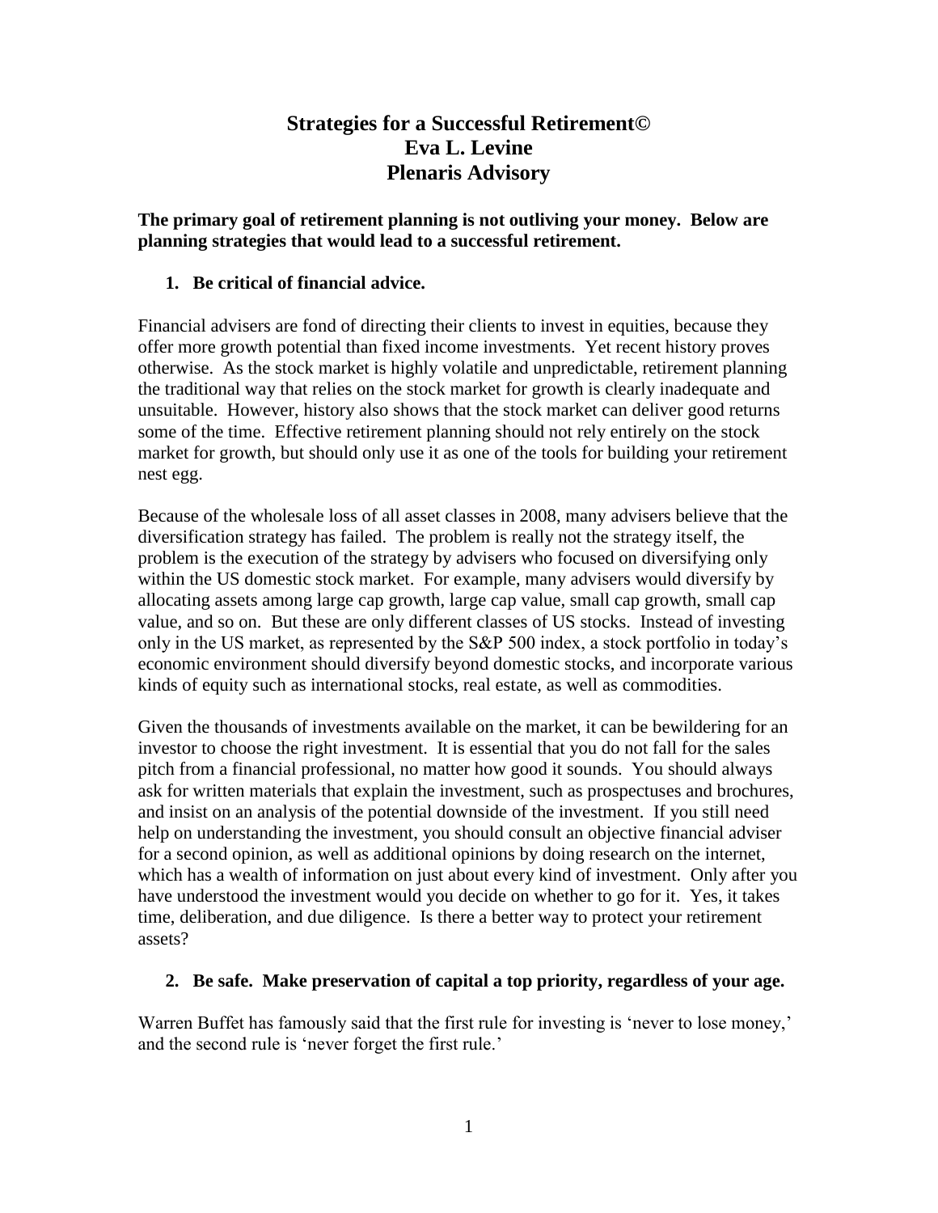# Strategies for a Successful Retirement©
# Eva L. Levine
# Plenaris Advisory

**The primary goal of retirement planning is not outliving your money. Below are planning strategies that would lead to a successful retirement.**

1. **Be critical of financial advice.**

Financial advisers are fond of directing their clients to invest in equities, because they offer more growth potential than fixed income investments. Yet recent history proves otherwise. As the stock market is highly volatile and unpredictable, retirement planning the traditional way that relies on the stock market for growth is clearly inadequate and unsuitable. However, history also shows that the stock market can deliver good returns some of the time. Effective retirement planning should not rely entirely on the stock market for growth, but should only use it as one of the tools for building your retirement nest egg.

Because of the wholesale loss of all asset classes in 2008, many advisers believe that the diversification strategy has failed. The problem is really not the strategy itself, the problem is the execution of the strategy by advisers who focused on diversifying only within the US domestic stock market. For example, many advisers would diversify by allocating assets among large cap growth, large cap value, small cap growth, small cap value, and so on. But these are only different classes of US stocks. Instead of investing only in the US market, as represented by the S&P 500 index, a stock portfolio in today's economic environment should diversify beyond domestic stocks, and incorporate various kinds of equity such as international stocks, real estate, as well as commodities.

Given the thousands of investments available on the market, it can be bewildering for an investor to choose the right investment. It is essential that you do not fall for the sales pitch from a financial professional, no matter how good it sounds. You should always ask for written materials that explain the investment, such as prospectuses and brochures, and insist on an analysis of the potential downside of the investment. If you still need help on understanding the investment, you should consult an objective financial adviser for a second opinion, as well as additional opinions by doing research on the internet, which has a wealth of information on just about every kind of investment. Only after you have understood the investment would you decide on whether to go for it. Yes, it takes time, deliberation, and due diligence. Is there a better way to protect your retirement assets?

2. **Be safe. Make preservation of capital a top priority, regardless of your age.**

Warren Buffet has famously said that the first rule for investing is 'never to lose money,' and the second rule is 'never forget the first rule.'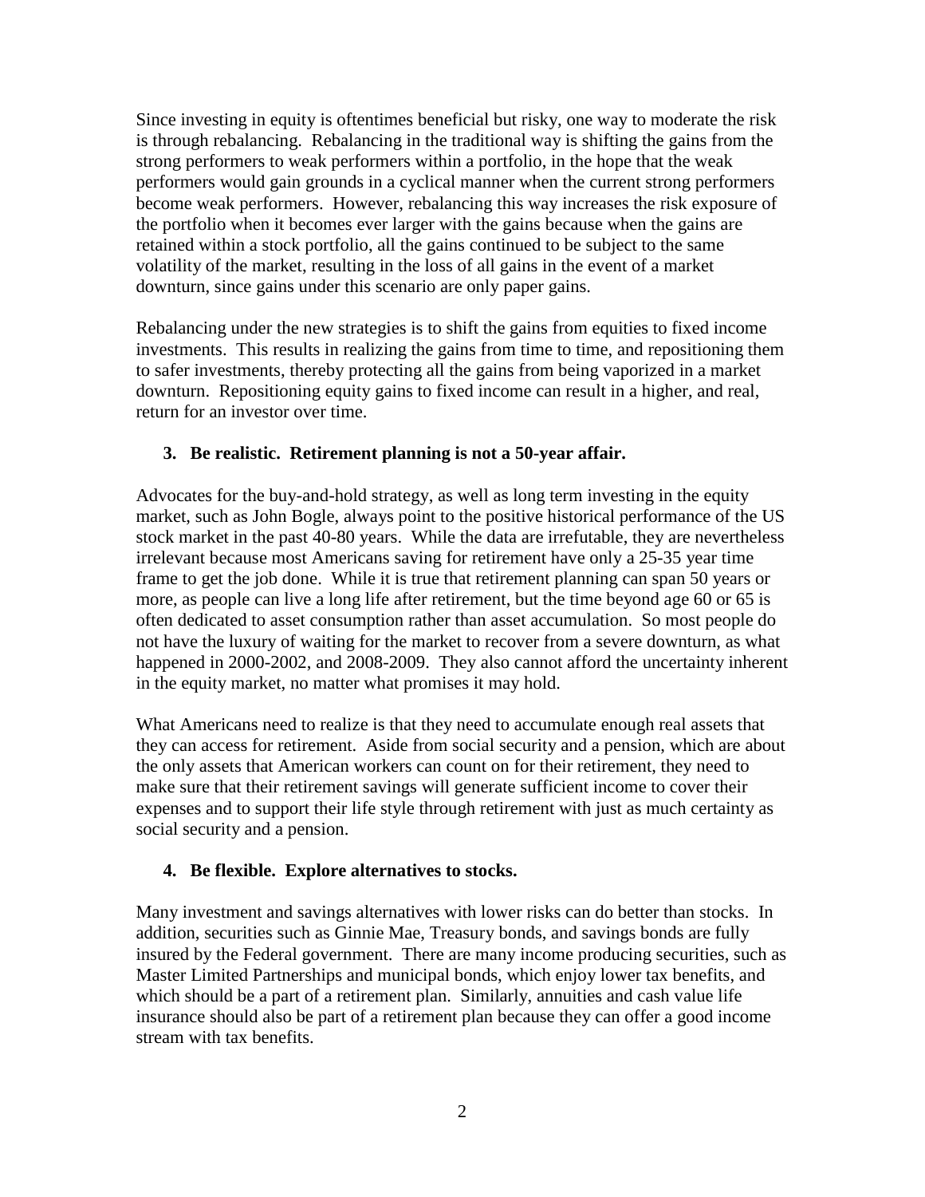Since investing in equity is oftentimes beneficial but risky, one way to moderate the risk is through rebalancing. Rebalancing in the traditional way is shifting the gains from the strong performers to weak performers within a portfolio, in the hope that the weak performers would gain grounds in a cyclical manner when the current strong performers become weak performers. However, rebalancing this way increases the risk exposure of the portfolio when it becomes ever larger with the gains because when the gains are retained within a stock portfolio, all the gains continued to be subject to the same volatility of the market, resulting in the loss of all gains in the event of a market downturn, since gains under this scenario are only paper gains.

Rebalancing under the new strategies is to shift the gains from equities to fixed income investments. This results in realizing the gains from time to time, and repositioning them to safer investments, thereby protecting all the gains from being vaporized in a market downturn. Repositioning equity gains to fixed income can result in a higher, and real, return for an investor over time.

### 3. Be realistic. Retirement planning is not a 50-year affair.

Advocates for the buy-and-hold strategy, as well as long term investing in the equity market, such as John Bogle, always point to the positive historical performance of the US stock market in the past 40-80 years. While the data are irrefutable, they are nevertheless irrelevant because most Americans saving for retirement have only a 25-35 year time frame to get the job done. While it is true that retirement planning can span 50 years or more, as people can live a long life after retirement, but the time beyond age 60 or 65 is often dedicated to asset consumption rather than asset accumulation. So most people do not have the luxury of waiting for the market to recover from a severe downturn, as what happened in 2000-2002, and 2008-2009. They also cannot afford the uncertainty inherent in the equity market, no matter what promises it may hold.

What Americans need to realize is that they need to accumulate enough real assets that they can access for retirement. Aside from social security and a pension, which are about the only assets that American workers can count on for their retirement, they need to make sure that their retirement savings will generate sufficient income to cover their expenses and to support their life style through retirement with just as much certainty as social security and a pension.

### 4. Be flexible. Explore alternatives to stocks.

Many investment and savings alternatives with lower risks can do better than stocks. In addition, securities such as Ginnie Mae, Treasury bonds, and savings bonds are fully insured by the Federal government. There are many income producing securities, such as Master Limited Partnerships and municipal bonds, which enjoy lower tax benefits, and which should be a part of a retirement plan. Similarly, annuities and cash value life insurance should also be part of a retirement plan because they can offer a good income stream with tax benefits.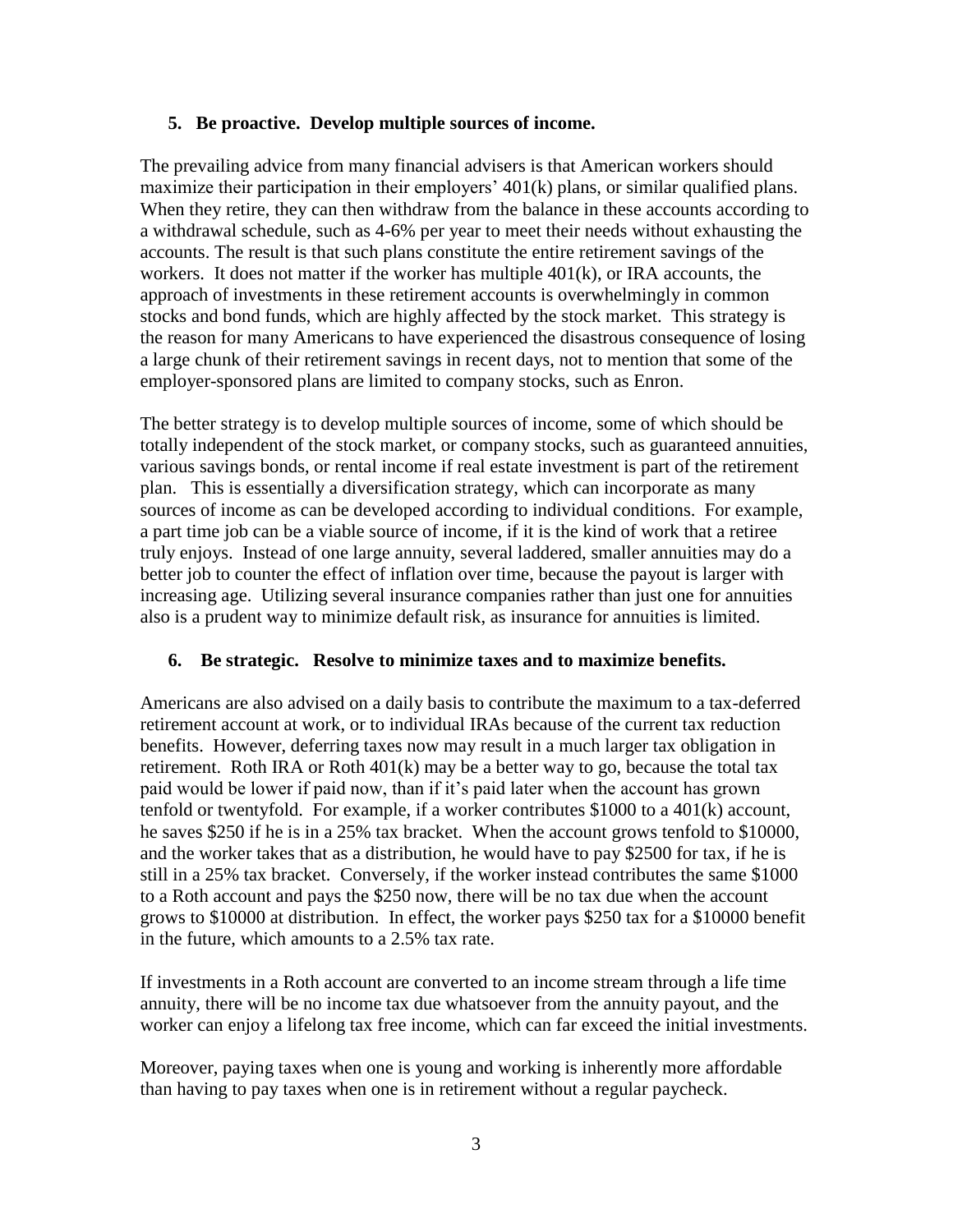5. **Be proactive. Develop multiple sources of income.**

The prevailing advice from many financial advisers is that American workers should maximize their participation in their employers' 401(k) plans, or similar qualified plans. When they retire, they can then withdraw from the balance in these accounts according to a withdrawal schedule, such as 4-6% per year to meet their needs without exhausting the accounts. The result is that such plans constitute the entire retirement savings of the workers. It does not matter if the worker has multiple 401(k), or IRA accounts, the approach of investments in these retirement accounts is overwhelmingly in common stocks and bond funds, which are highly affected by the stock market. This strategy is the reason for many Americans to have experienced the disastrous consequence of losing a large chunk of their retirement savings in recent days, not to mention that some of the employer-sponsored plans are limited to company stocks, such as Enron.

The better strategy is to develop multiple sources of income, some of which should be totally independent of the stock market, or company stocks, such as guaranteed annuities, various savings bonds, or rental income if real estate investment is part of the retirement plan. This is essentially a diversification strategy, which can incorporate as many sources of income as can be developed according to individual conditions. For example, a part time job can be a viable source of income, if it is the kind of work that a retiree truly enjoys. Instead of one large annuity, several laddered, smaller annuities may do a better job to counter the effect of inflation over time, because the payout is larger with increasing age. Utilizing several insurance companies rather than just one for annuities also is a prudent way to minimize default risk, as insurance for annuities is limited.

6. **Be strategic. Resolve to minimize taxes and to maximize benefits.**

Americans are also advised on a daily basis to contribute the maximum to a tax-deferred retirement account at work, or to individual IRAs because of the current tax reduction benefits. However, deferring taxes now may result in a much larger tax obligation in retirement. Roth IRA or Roth 401(k) may be a better way to go, because the total tax paid would be lower if paid now, than if it's paid later when the account has grown tenfold or twentyfold. For example, if a worker contributes $1000 to a 401(k) account, he saves $250 if he is in a 25% tax bracket. When the account grows tenfold to $10000, and the worker takes that as a distribution, he would have to pay $2500 for tax, if he is still in a 25% tax bracket. Conversely, if the worker instead contributes the same $1000 to a Roth account and pays the $250 now, there will be no tax due when the account grows to $10000 at distribution. In effect, the worker pays $250 tax for a $10000 benefit in the future, which amounts to a 2.5% tax rate.

If investments in a Roth account are converted to an income stream through a life time annuity, there will be no income tax due whatsoever from the annuity payout, and the worker can enjoy a lifelong tax free income, which can far exceed the initial investments.

Moreover, paying taxes when one is young and working is inherently more affordable than having to pay taxes when one is in retirement without a regular paycheck.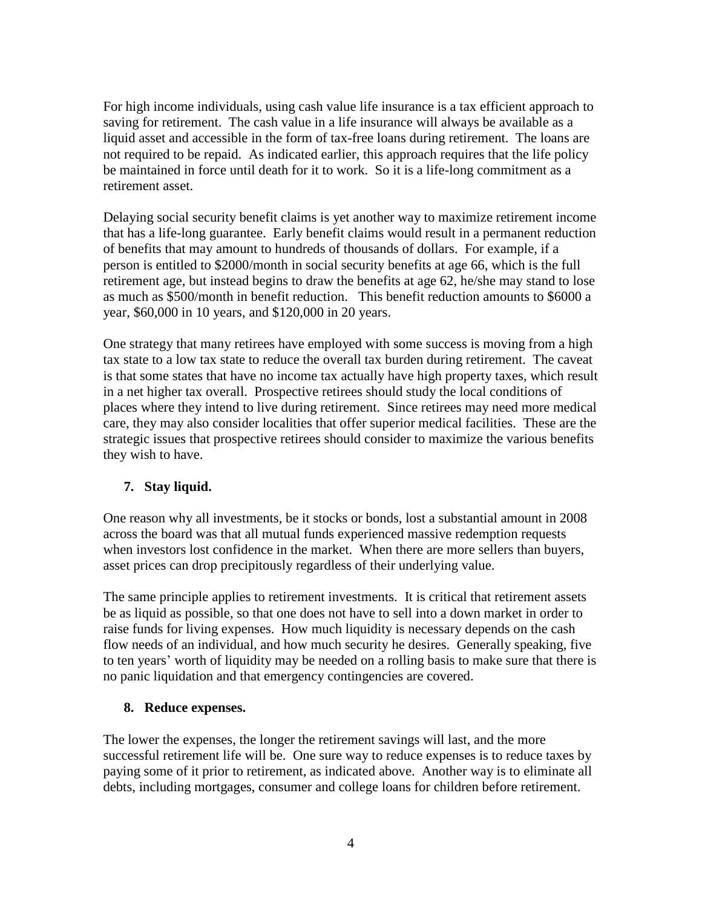For high income individuals, using cash value life insurance is a tax efficient approach to saving for retirement. The cash value in a life insurance will always be available as a liquid asset and accessible in the form of tax-free loans during retirement. The loans are not required to be repaid. As indicated earlier, this approach requires that the life policy be maintained in force until death for it to work. So it is a life-long commitment as a retirement asset.

Delaying social security benefit claims is yet another way to maximize retirement income that has a life-long guarantee. Early benefit claims would result in a permanent reduction of benefits that may amount to hundreds of thousands of dollars. For example, if a person is entitled to $2000/month in social security benefits at age 66, which is the full retirement age, but instead begins to draw the benefits at age 62, he/she may stand to lose as much as $500/month in benefit reduction. This benefit reduction amounts to $6000 a year, $60,000 in 10 years, and $120,000 in 20 years.

One strategy that many retirees have employed with some success is moving from a high tax state to a low tax state to reduce the overall tax burden during retirement. The caveat is that some states that have no income tax actually have high property taxes, which result in a net higher tax overall. Prospective retirees should study the local conditions of places where they intend to live during retirement. Since retirees may need more medical care, they may also consider localities that offer superior medical facilities. These are the strategic issues that prospective retirees should consider to maximize the various benefits they wish to have.

7. **Stay liquid.**

One reason why all investments, be it stocks or bonds, lost a substantial amount in 2008 across the board was that all mutual funds experienced massive redemption requests when investors lost confidence in the market. When there are more sellers than buyers, asset prices can drop precipitously regardless of their underlying value.

The same principle applies to retirement investments. It is critical that retirement assets be as liquid as possible, so that one does not have to sell into a down market in order to raise funds for living expenses. How much liquidity is necessary depends on the cash flow needs of an individual, and how much security he desires. Generally speaking, five to ten years' worth of liquidity may be needed on a rolling basis to make sure that there is no panic liquidation and that emergency contingencies are covered.

8. **Reduce expenses.**

The lower the expenses, the longer the retirement savings will last, and the more successful retirement life will be. One sure way to reduce expenses is to reduce taxes by paying some of it prior to retirement, as indicated above. Another way is to eliminate all debts, including mortgages, consumer and college loans for children before retirement.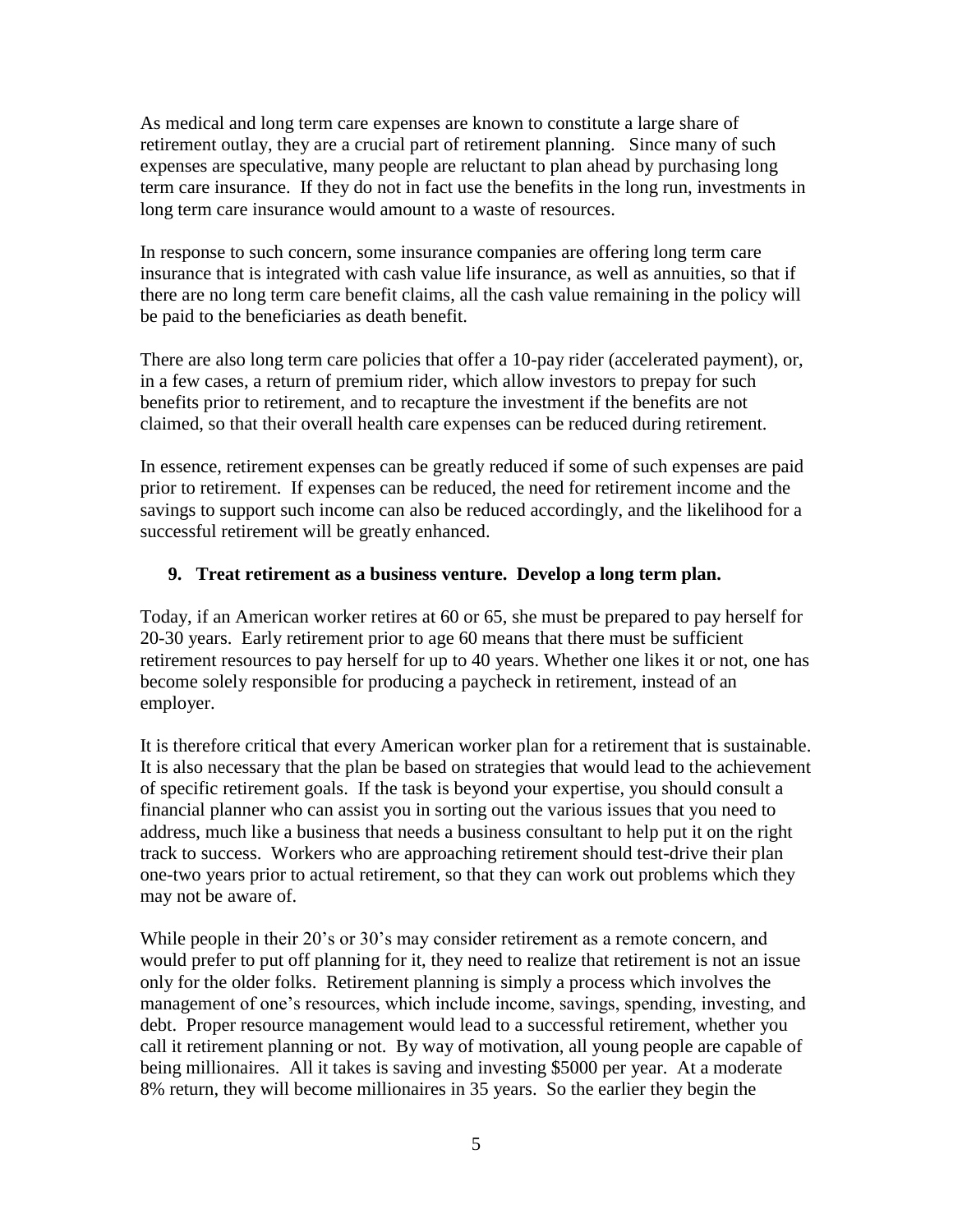As medical and long term care expenses are known to constitute a large share of retirement outlay, they are a crucial part of retirement planning. Since many of such expenses are speculative, many people are reluctant to plan ahead by purchasing long term care insurance. If they do not in fact use the benefits in the long run, investments in long term care insurance would amount to a waste of resources.

In response to such concern, some insurance companies are offering long term care insurance that is integrated with cash value life insurance, as well as annuities, so that if there are no long term care benefit claims, all the cash value remaining in the policy will be paid to the beneficiaries as death benefit.

There are also long term care policies that offer a 10-pay rider (accelerated payment), or, in a few cases, a return of premium rider, which allow investors to prepay for such benefits prior to retirement, and to recapture the investment if the benefits are not claimed, so that their overall health care expenses can be reduced during retirement.

In essence, retirement expenses can be greatly reduced if some of such expenses are paid prior to retirement. If expenses can be reduced, the need for retirement income and the savings to support such income can also be reduced accordingly, and the likelihood for a successful retirement will be greatly enhanced.

**9. Treat retirement as a business venture. Develop a long term plan.**

Today, if an American worker retires at 60 or 65, she must be prepared to pay herself for 20-30 years. Early retirement prior to age 60 means that there must be sufficient retirement resources to pay herself for up to 40 years. Whether one likes it or not, one has become solely responsible for producing a paycheck in retirement, instead of an employer.

It is therefore critical that every American worker plan for a retirement that is sustainable. It is also necessary that the plan be based on strategies that would lead to the achievement of specific retirement goals. If the task is beyond your expertise, you should consult a financial planner who can assist you in sorting out the various issues that you need to address, much like a business that needs a business consultant to help put it on the right track to success. Workers who are approaching retirement should test-drive their plan one-two years prior to actual retirement, so that they can work out problems which they may not be aware of.

While people in their 20's or 30's may consider retirement as a remote concern, and would prefer to put off planning for it, they need to realize that retirement is not an issue only for the older folks. Retirement planning is simply a process which involves the management of one's resources, which include income, savings, spending, investing, and debt. Proper resource management would lead to a successful retirement, whether you call it retirement planning or not. By way of motivation, all young people are capable of being millionaires. All it takes is saving and investing $5000 per year. At a moderate 8% return, they will become millionaires in 35 years. So the earlier they begin the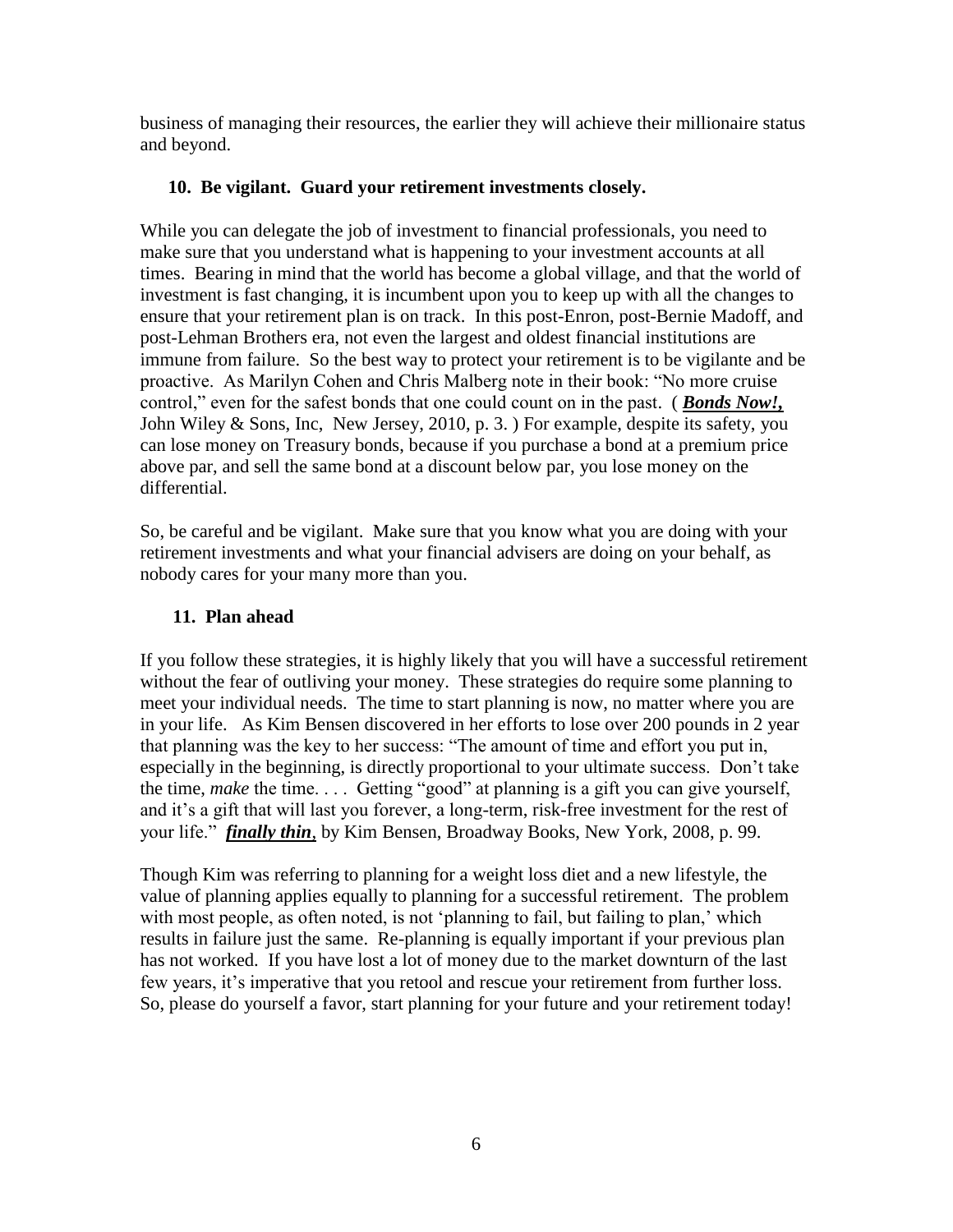business of managing their resources, the earlier they will achieve their millionaire status and beyond.

**10. Be vigilant. Guard your retirement investments closely.**

While you can delegate the job of investment to financial professionals, you need to make sure that you understand what is happening to your investment accounts at all times. Bearing in mind that the world has become a global village, and that the world of investment is fast changing, it is incumbent upon you to keep up with all the changes to ensure that your retirement plan is on track. In this post-Enron, post-Bernie Madoff, and post-Lehman Brothers era, not even the largest and oldest financial institutions are immune from failure. So the best way to protect your retirement is to be vigilante and be proactive. As Marilyn Cohen and Chris Malberg note in their book: "No more cruise control," even for the safest bonds that one could count on in the past. ( ***Bonds Now!,*** John Wiley & Sons, Inc, New Jersey, 2010, p. 3. ) For example, despite its safety, you can lose money on Treasury bonds, because if you purchase a bond at a premium price above par, and sell the same bond at a discount below par, you lose money on the differential.

So, be careful and be vigilant. Make sure that you know what you are doing with your retirement investments and what your financial advisers are doing on your behalf, as nobody cares for your many more than you.

**11. Plan ahead**

If you follow these strategies, it is highly likely that you will have a successful retirement without the fear of outliving your money. These strategies do require some planning to meet your individual needs. The time to start planning is now, no matter where you are in your life. As Kim Bensen discovered in her efforts to lose over 200 pounds in 2 year that planning was the key to her success: "The amount of time and effort you put in, especially in the beginning, is directly proportional to your ultimate success. Don't take the time, *make* the time. . . . Getting "good" at planning is a gift you can give yourself, and it's a gift that will last you forever, a long-term, risk-free investment for the rest of your life." ***finally thin***, by Kim Bensen, Broadway Books, New York, 2008, p. 99.

Though Kim was referring to planning for a weight loss diet and a new lifestyle, the value of planning applies equally to planning for a successful retirement. The problem with most people, as often noted, is not 'planning to fail, but failing to plan,' which results in failure just the same. Re-planning is equally important if your previous plan has not worked. If you have lost a lot of money due to the market downturn of the last few years, it's imperative that you retool and rescue your retirement from further loss. So, please do yourself a favor, start planning for your future and your retirement today!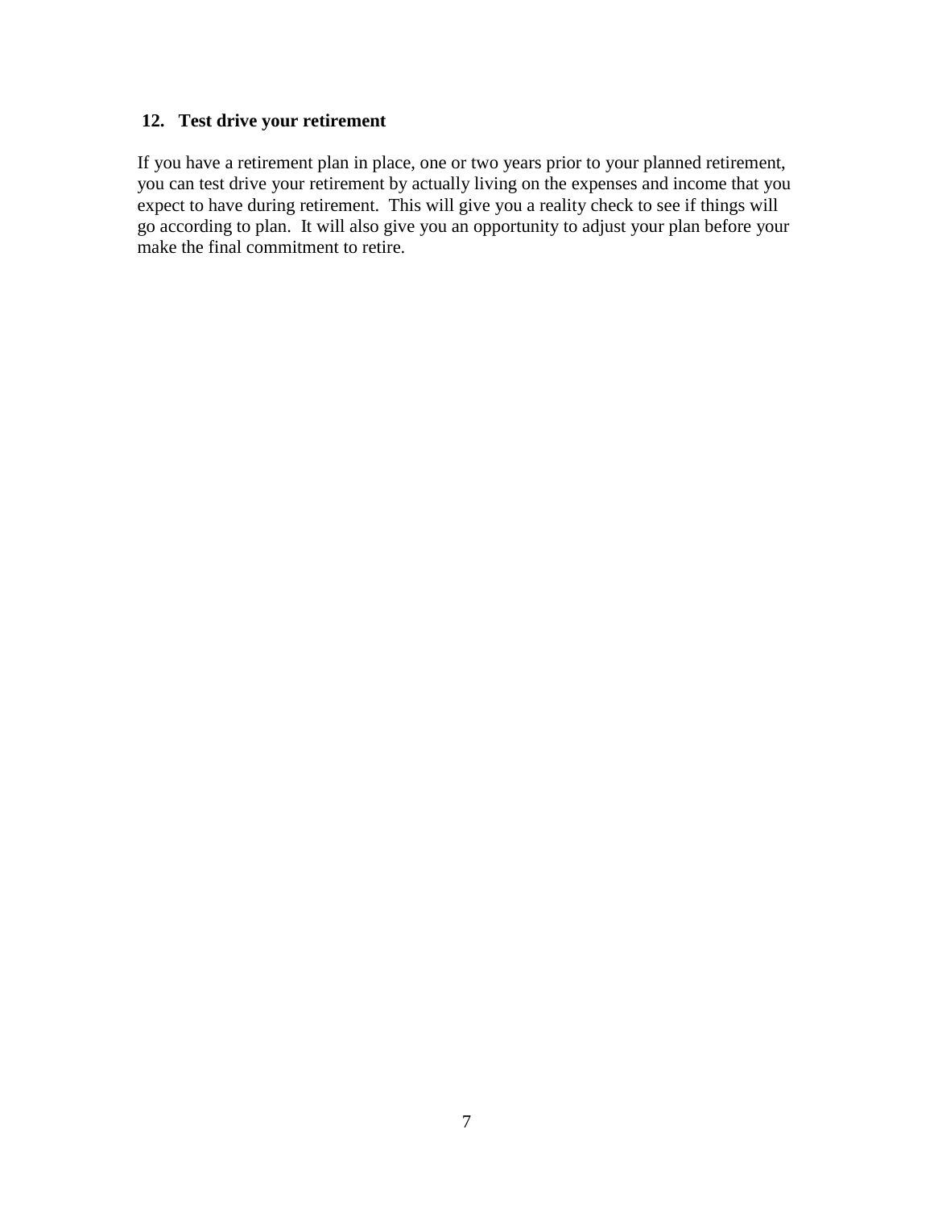## 12. Test drive your retirement

If you have a retirement plan in place, one or two years prior to your planned retirement, you can test drive your retirement by actually living on the expenses and income that you expect to have during retirement. This will give you a reality check to see if things will go according to plan. It will also give you an opportunity to adjust your plan before your make the final commitment to retire.